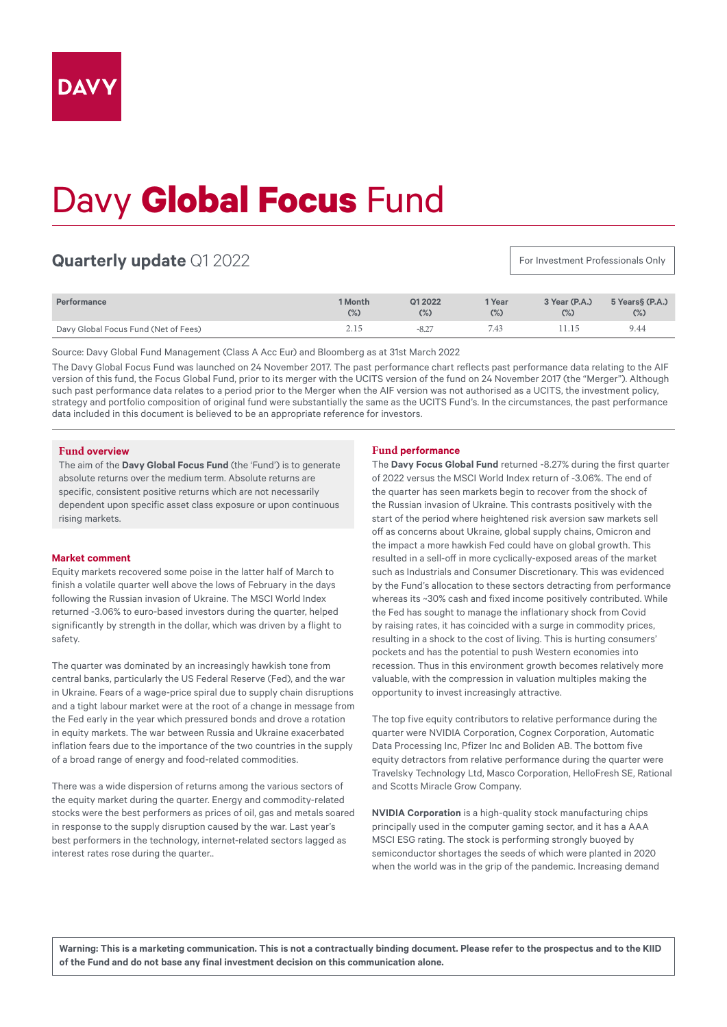DAVY

# Davy **Global Focus** Fund

## **Quarterly update** Q1 2022

For Investment Professionals Only

| Performance | 1 Month (%) | Q1 2022 (%) | 1 Year (%) | 3 Year (P.A.) (%) | 5 Years§ (P.A.) (%) |
|---|---|---|---|---|---|
| Davy Global Focus Fund (Net of Fees) | 2.15 | -8.27 | 7.43 | 11.15 | 9.44 |

Source: Davy Global Fund Management (Class A Acc Eur) and Bloomberg as at 31st March 2022

The Davy Global Focus Fund was launched on 24 November 2017. The past performance chart reflects past performance data relating to the AIF version of this fund, the Focus Global Fund, prior to its merger with the UCITS version of the fund on 24 November 2017 (the "Merger"). Although such past performance data relates to a period prior to the Merger when the AIF version was not authorised as a UCITS, the investment policy, strategy and portfolio composition of original fund were substantially the same as the UCITS Fund's. In the circumstances, the past performance data included in this document is believed to be an appropriate reference for investors.

### Fund overview

The aim of the **Davy Global Focus Fund** (the 'Fund') is to generate absolute returns over the medium term. Absolute returns are specific, consistent positive returns which are not necessarily dependent upon specific asset class exposure or upon continuous rising markets.

### Market comment

Equity markets recovered some poise in the latter half of March to finish a volatile quarter well above the lows of February in the days following the Russian invasion of Ukraine. The MSCI World Index returned -3.06% to euro-based investors during the quarter, helped significantly by strength in the dollar, which was driven by a flight to safety.

The quarter was dominated by an increasingly hawkish tone from central banks, particularly the US Federal Reserve (Fed), and the war in Ukraine. Fears of a wage-price spiral due to supply chain disruptions and a tight labour market were at the root of a change in message from the Fed early in the year which pressured bonds and drove a rotation in equity markets. The war between Russia and Ukraine exacerbated inflation fears due to the importance of the two countries in the supply of a broad range of energy and food-related commodities.

There was a wide dispersion of returns among the various sectors of the equity market during the quarter. Energy and commodity-related stocks were the best performers as prices of oil, gas and metals soared in response to the supply disruption caused by the war. Last year's best performers in the technology, internet-related sectors lagged as interest rates rose during the quarter..

### Fund performance

The **Davy Focus Global Fund** returned -8.27% during the first quarter of 2022 versus the MSCI World Index return of -3.06%. The end of the quarter has seen markets begin to recover from the shock of the Russian invasion of Ukraine. This contrasts positively with the start of the period where heightened risk aversion saw markets sell off as concerns about Ukraine, global supply chains, Omicron and the impact a more hawkish Fed could have on global growth. This resulted in a sell-off in more cyclically-exposed areas of the market such as Industrials and Consumer Discretionary. This was evidenced by the Fund's allocation to these sectors detracting from performance whereas its ~30% cash and fixed income positively contributed. While the Fed has sought to manage the inflationary shock from Covid by raising rates, it has coincided with a surge in commodity prices, resulting in a shock to the cost of living. This is hurting consumers' pockets and has the potential to push Western economies into recession. Thus in this environment growth becomes relatively more valuable, with the compression in valuation multiples making the opportunity to invest increasingly attractive.

The top five equity contributors to relative performance during the quarter were NVIDIA Corporation, Cognex Corporation, Automatic Data Processing Inc, Pfizer Inc and Boliden AB. The bottom five equity detractors from relative performance during the quarter were Travelsky Technology Ltd, Masco Corporation, HelloFresh SE, Rational and Scotts Miracle Grow Company.

**NVIDIA Corporation** is a high-quality stock manufacturing chips principally used in the computer gaming sector, and it has a AAA MSCI ESG rating. The stock is performing strongly buoyed by semiconductor shortages the seeds of which were planted in 2020 when the world was in the grip of the pandemic. Increasing demand

**Warning: This is a marketing communication. This is not a contractually binding document. Please refer to the prospectus and to the KIID of the Fund and do not base any final investment decision on this communication alone.**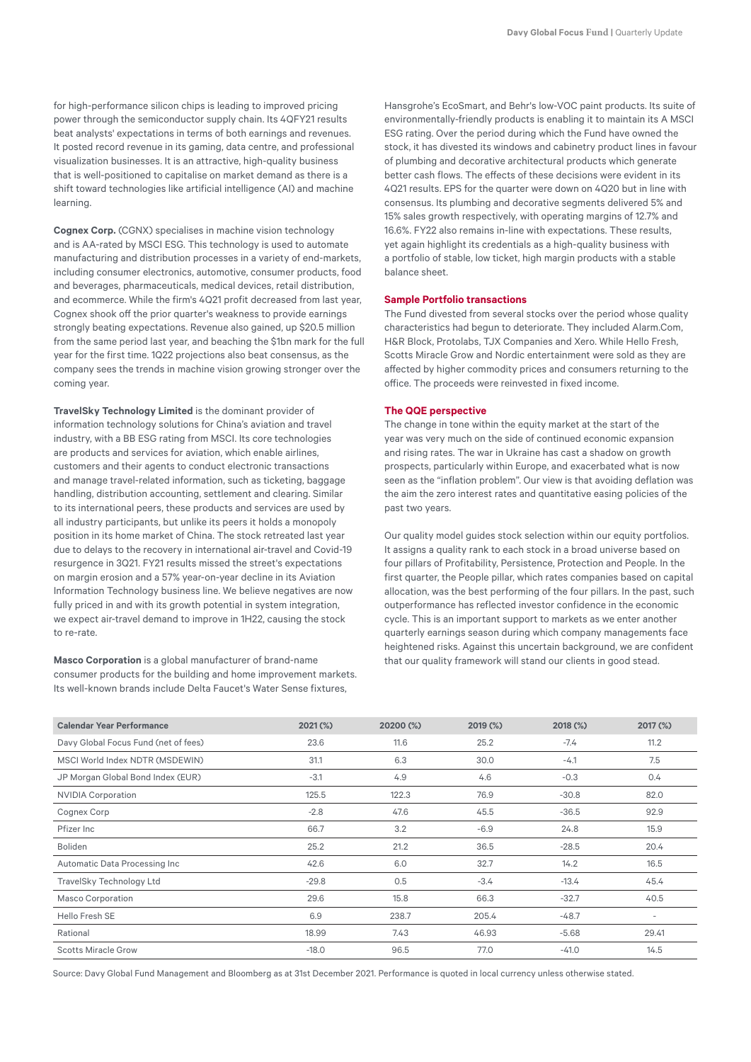for high-performance silicon chips is leading to improved pricing power through the semiconductor supply chain. Its 4QFY21 results beat analysts' expectations in terms of both earnings and revenues. It posted record revenue in its gaming, data centre, and professional visualization businesses. It is an attractive, high-quality business that is well-positioned to capitalise on market demand as there is a shift toward technologies like artificial intelligence (AI) and machine learning.

**Cognex Corp.** (CGNX) specialises in machine vision technology and is AA-rated by MSCI ESG. This technology is used to automate manufacturing and distribution processes in a variety of end-markets, including consumer electronics, automotive, consumer products, food and beverages, pharmaceuticals, medical devices, retail distribution, and ecommerce. While the firm's 4Q21 profit decreased from last year, Cognex shook off the prior quarter's weakness to provide earnings strongly beating expectations. Revenue also gained, up $20.5 million from the same period last year, and beaching the $1bn mark for the full year for the first time. 1Q22 projections also beat consensus, as the company sees the trends in machine vision growing stronger over the coming year.

**TravelSky Technology Limited** is the dominant provider of information technology solutions for China's aviation and travel industry, with a BB ESG rating from MSCI. Its core technologies are products and services for aviation, which enable airlines, customers and their agents to conduct electronic transactions and manage travel-related information, such as ticketing, baggage handling, distribution accounting, settlement and clearing. Similar to its international peers, these products and services are used by all industry participants, but unlike its peers it holds a monopoly position in its home market of China. The stock retreated last year due to delays to the recovery in international air-travel and Covid-19 resurgence in 3Q21. FY21 results missed the street's expectations on margin erosion and a 57% year-on-year decline in its Aviation Information Technology business line. We believe negatives are now fully priced in and with its growth potential in system integration, we expect air-travel demand to improve in 1H22, causing the stock to re-rate.

**Masco Corporation** is a global manufacturer of brand-name consumer products for the building and home improvement markets. Its well-known brands include Delta Faucet's Water Sense fixtures, Hansgrohe's EcoSmart, and Behr's low-VOC paint products. Its suite of environmentally-friendly products is enabling it to maintain its A MSCI ESG rating. Over the period during which the Fund have owned the stock, it has divested its windows and cabinetry product lines in favour of plumbing and decorative architectural products which generate better cash flows. The effects of these decisions were evident in its 4Q21 results. EPS for the quarter were down on 4Q20 but in line with consensus. Its plumbing and decorative segments delivered 5% and 15% sales growth respectively, with operating margins of 12.7% and 16.6%. FY22 also remains in-line with expectations. These results, yet again highlight its credentials as a high-quality business with a portfolio of stable, low ticket, high margin products with a stable balance sheet.

### Sample Portfolio transactions

The Fund divested from several stocks over the period whose quality characteristics had begun to deteriorate. They included Alarm.Com, H&R Block, Protolabs, TJX Companies and Xero. While Hello Fresh, Scotts Miracle Grow and Nordic entertainment were sold as they are affected by higher commodity prices and consumers returning to the office. The proceeds were reinvested in fixed income.

### The QQE perspective

The change in tone within the equity market at the start of the year was very much on the side of continued economic expansion and rising rates. The war in Ukraine has cast a shadow on growth prospects, particularly within Europe, and exacerbated what is now seen as the "inflation problem". Our view is that avoiding deflation was the aim the zero interest rates and quantitative easing policies of the past two years.

Our quality model guides stock selection within our equity portfolios. It assigns a quality rank to each stock in a broad universe based on four pillars of Profitability, Persistence, Protection and People. In the first quarter, the People pillar, which rates companies based on capital allocation, was the best performing of the four pillars. In the past, such outperformance has reflected investor confidence in the economic cycle. This is an important support to markets as we enter another quarterly earnings season during which company managements face heightened risks. Against this uncertain background, we are confident that our quality framework will stand our clients in good stead.

| Calendar Year Performance | 2021 (%) | 20200 (%) | 2019 (%) | 2018 (%) | 2017 (%) |
|---|---|---|---|---|---|
| Davy Global Focus Fund (net of fees) | 23.6 | 11.6 | 25.2 | -7.4 | 11.2 |
| MSCI World Index NDTR (MSDEWIN) | 31.1 | 6.3 | 30.0 | -4.1 | 7.5 |
| JP Morgan Global Bond Index (EUR) | -3.1 | 4.9 | 4.6 | -0.3 | 0.4 |
| NVIDIA Corporation | 125.5 | 122.3 | 76.9 | -30.8 | 82.0 |
| Cognex Corp | -2.8 | 47.6 | 45.5 | -36.5 | 92.9 |
| Pfizer Inc | 66.7 | 3.2 | -6.9 | 24.8 | 15.9 |
| Boliden | 25.2 | 21.2 | 36.5 | -28.5 | 20.4 |
| Automatic Data Processing Inc | 42.6 | 6.0 | 32.7 | 14.2 | 16.5 |
| TravelSky Technology Ltd | -29.8 | 0.5 | -3.4 | -13.4 | 45.4 |
| Masco Corporation | 29.6 | 15.8 | 66.3 | -32.7 | 40.5 |
| Hello Fresh SE | 6.9 | 238.7 | 205.4 | -48.7 | - |
| Rational | 18.99 | 7.43 | 46.93 | -5.68 | 29.41 |
| Scotts Miracle Grow | -18.0 | 96.5 | 77.0 | -41.0 | 14.5 |

Source: Davy Global Fund Management and Bloomberg as at 31st December 2021. Performance is quoted in local currency unless otherwise stated.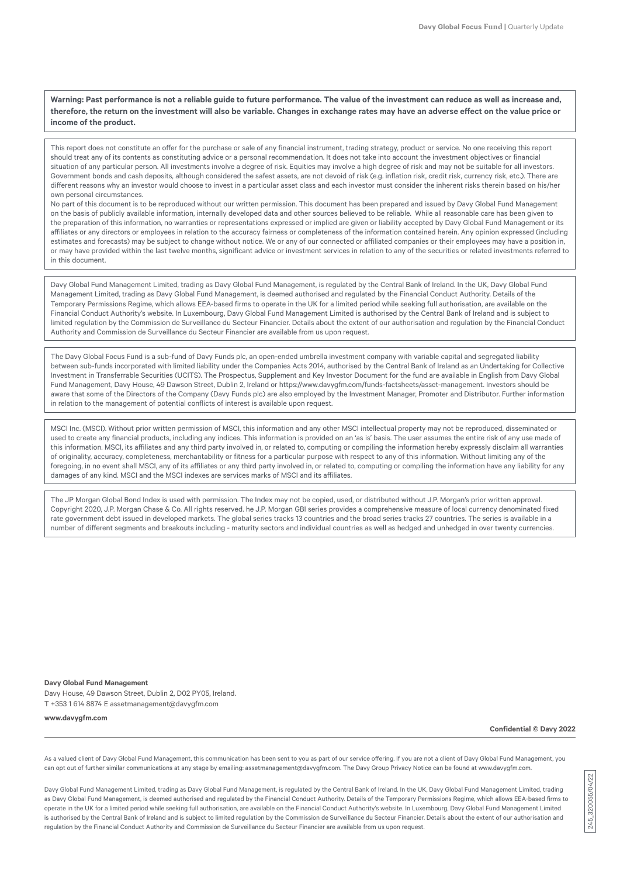**Warning: Past performance is not a reliable guide to future performance. The value of the investment can reduce as well as increase and, therefore, the return on the investment will also be variable. Changes in exchange rates may have an adverse effect on the value price or income of the product.**

This report does not constitute an offer for the purchase or sale of any financial instrument, trading strategy, product or service. No one receiving this report should treat any of its contents as constituting advice or a personal recommendation. It does not take into account the investment objectives or financial situation of any particular person. All investments involve a degree of risk. Equities may involve a high degree of risk and may not be suitable for all investors. Government bonds and cash deposits, although considered the safest assets, are not devoid of risk (e.g. inflation risk, credit risk, currency risk, etc.). There are different reasons why an investor would choose to invest in a particular asset class and each investor must consider the inherent risks therein based on his/her own personal circumstances.

No part of this document is to be reproduced without our written permission. This document has been prepared and issued by Davy Global Fund Management on the basis of publicly available information, internally developed data and other sources believed to be reliable. While all reasonable care has been given to the preparation of this information, no warranties or representations expressed or implied are given or liability accepted by Davy Global Fund Management or its affiliates or any directors or employees in relation to the accuracy fairness or completeness of the information contained herein. Any opinion expressed (including estimates and forecasts) may be subject to change without notice. We or any of our connected or affiliated companies or their employees may have a position in, or may have provided within the last twelve months, significant advice or investment services in relation to any of the securities or related investments referred to in this document.

Davy Global Fund Management Limited, trading as Davy Global Fund Management, is regulated by the Central Bank of Ireland. In the UK, Davy Global Fund Management Limited, trading as Davy Global Fund Management, is deemed authorised and regulated by the Financial Conduct Authority. Details of the Temporary Permissions Regime, which allows EEA-based firms to operate in the UK for a limited period while seeking full authorisation, are available on the Financial Conduct Authority's website. In Luxembourg, Davy Global Fund Management Limited is authorised by the Central Bank of Ireland and is subject to limited regulation by the Commission de Surveillance du Secteur Financier. Details about the extent of our authorisation and regulation by the Financial Conduct Authority and Commission de Surveillance du Secteur Financier are available from us upon request.

The Davy Global Focus Fund is a sub-fund of Davy Funds plc, an open-ended umbrella investment company with variable capital and segregated liability between sub-funds incorporated with limited liability under the Companies Acts 2014, authorised by the Central Bank of Ireland as an Undertaking for Collective Investment in Transferrable Securities (UCITS). The Prospectus, Supplement and Key Investor Document for the fund are available in English from Davy Global Fund Management, Davy House, 49 Dawson Street, Dublin 2, Ireland or https://www.davygfm.com/funds-factsheets/asset-management. Investors should be aware that some of the Directors of the Company (Davy Funds plc) are also employed by the Investment Manager, Promoter and Distributor. Further information in relation to the management of potential conflicts of interest is available upon request.

MSCI Inc. (MSCI). Without prior written permission of MSCI, this information and any other MSCI intellectual property may not be reproduced, disseminated or used to create any financial products, including any indices. This information is provided on an 'as is' basis. The user assumes the entire risk of any use made of this information. MSCI, its affiliates and any third party involved in, or related to, computing or compiling the information hereby expressly disclaim all warranties of originality, accuracy, completeness, merchantability or fitness for a particular purpose with respect to any of this information. Without limiting any of the foregoing, in no event shall MSCI, any of its affiliates or any third party involved in, or related to, computing or compiling the information have any liability for any damages of any kind. MSCI and the MSCI indexes are services marks of MSCI and its affiliates.

The JP Morgan Global Bond Index is used with permission. The Index may not be copied, used, or distributed without J.P. Morgan's prior written approval. Copyright 2020, J.P. Morgan Chase & Co. All rights reserved. he J.P. Morgan GBI series provides a comprehensive measure of local currency denominated fixed rate government debt issued in developed markets. The global series tracks 13 countries and the broad series tracks 27 countries. The series is available in a number of different segments and breakouts including - maturity sectors and individual countries as well as hedged and unhedged in over twenty currencies.

**Davy Global Fund Management**

Davy House, 49 Dawson Street, Dublin 2, D02 PY05, Ireland.

T +353 1 614 8874 E assetmanagement@davygfm.com

**www.davygfm.com**

**Confidential © Davy 2022**

As a valued client of Davy Global Fund Management, this communication has been sent to you as part of our service offering. If you are not a client of Davy Global Fund Management, you can opt out of further similar communications at any stage by emailing: assetmanagement@davygfm.com. The Davy Group Privacy Notice can be found at www.davygfm.com.

Davy Global Fund Management Limited, trading as Davy Global Fund Management, is regulated by the Central Bank of Ireland. In the UK, Davy Global Fund Management Limited, trading as Davy Global Fund Management, is deemed authorised and regulated by the Financial Conduct Authority. Details of the Temporary Permissions Regime, which allows EEA-based firms to operate in the UK for a limited period while seeking full authorisation, are available on the Financial Conduct Authority's website. In Luxembourg, Davy Global Fund Management Limited is authorised by the Central Bank of Ireland and is subject to limited regulation by the Commission de Surveillance du Secteur Financier. Details about the extent of our authorisation and regulation by the Financial Conduct Authority and Commission de Surveillance du Secteur Financier are available from us upon request.

245_320055/04/22